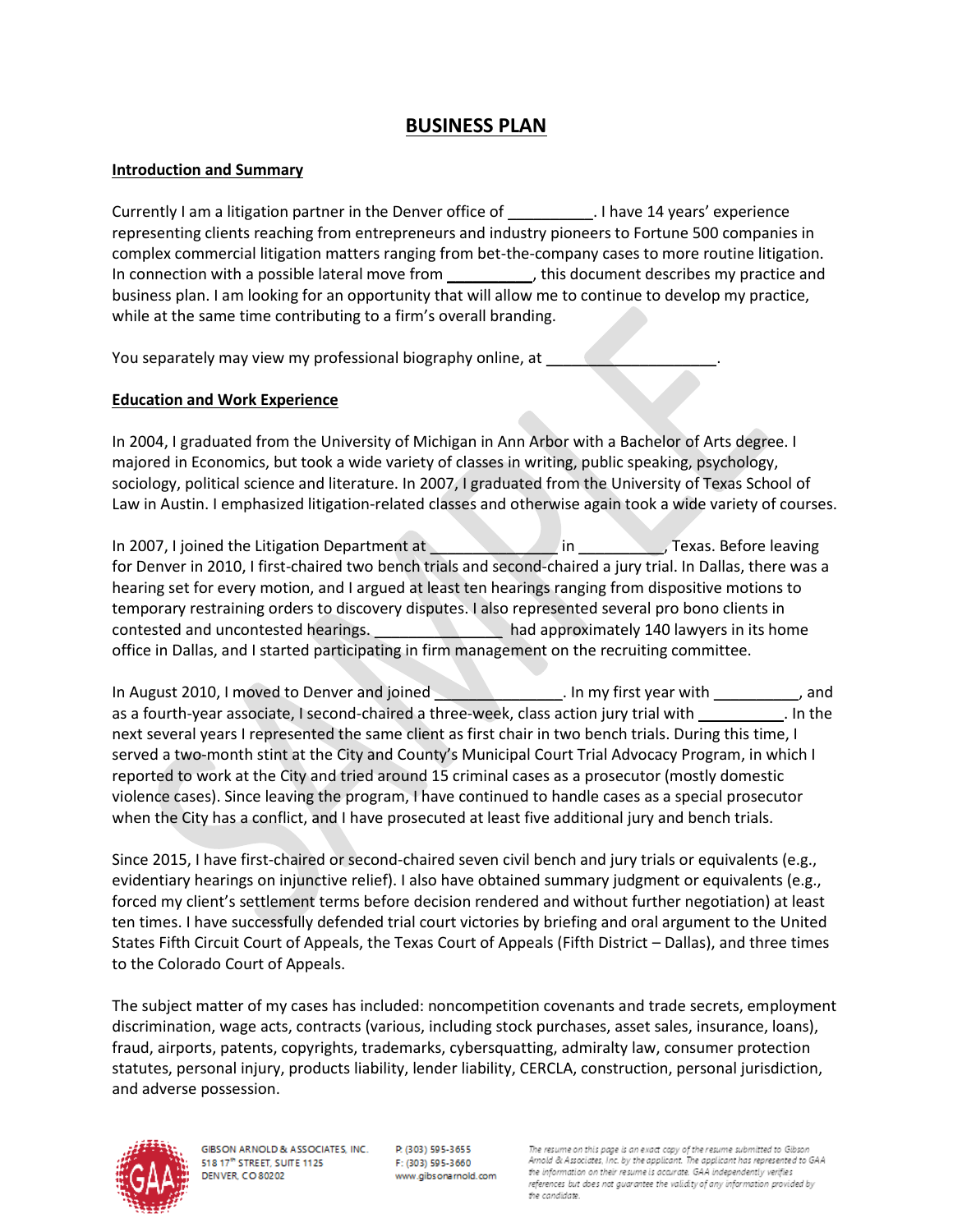# BUSINESS PLAN

## Introduction and Summary

Currently I am a litigation partner in the Denver office of __________. I have 14 years' experience representing clients reaching from entrepreneurs and industry pioneers to Fortune 500 companies in complex commercial litigation matters ranging from bet-the-company cases to more routine litigation. In connection with a possible lateral move from __________, this document describes my practice and business plan. I am looking for an opportunity that will allow me to continue to develop my practice, while at the same time contributing to a firm's overall branding.

You separately may view my professional biography online, at ____________________.

## Education and Work Experience

In 2004, I graduated from the University of Michigan in Ann Arbor with a Bachelor of Arts degree. I majored in Economics, but took a wide variety of classes in writing, public speaking, psychology, sociology, political science and literature. In 2007, I graduated from the University of Texas School of Law in Austin. I emphasized litigation-related classes and otherwise again took a wide variety of courses.

In 2007, I joined the Litigation Department at ______________ in __________, Texas. Before leaving for Denver in 2010, I first-chaired two bench trials and second-chaired a jury trial. In Dallas, there was a hearing set for every motion, and I argued at least ten hearings ranging from dispositive motions to temporary restraining orders to discovery disputes. I also represented several pro bono clients in contested and uncontested hearings. ______________ had approximately 140 lawyers in its home office in Dallas, and I started participating in firm management on the recruiting committee.

In August 2010, I moved to Denver and joined _______________. In my first year with __________, and as a fourth-year associate, I second-chaired a three-week, class action jury trial with __________. In the next several years I represented the same client as first chair in two bench trials. During this time, I served a two-month stint at the City and County's Municipal Court Trial Advocacy Program, in which I reported to work at the City and tried around 15 criminal cases as a prosecutor (mostly domestic violence cases). Since leaving the program, I have continued to handle cases as a special prosecutor when the City has a conflict, and I have prosecuted at least five additional jury and bench trials.

Since 2015, I have first-chaired or second-chaired seven civil bench and jury trials or equivalents (e.g., evidentiary hearings on injunctive relief). I also have obtained summary judgment or equivalents (e.g., forced my client's settlement terms before decision rendered and without further negotiation) at least ten times. I have successfully defended trial court victories by briefing and oral argument to the United States Fifth Circuit Court of Appeals, the Texas Court of Appeals (Fifth District – Dallas), and three times to the Colorado Court of Appeals.

The subject matter of my cases has included: noncompetition covenants and trade secrets, employment discrimination, wage acts, contracts (various, including stock purchases, asset sales, insurance, loans), fraud, airports, patents, copyrights, trademarks, cybersquatting, admiralty law, consumer protection statutes, personal injury, products liability, lender liability, CERCLA, construction, personal jurisdiction, and adverse possession.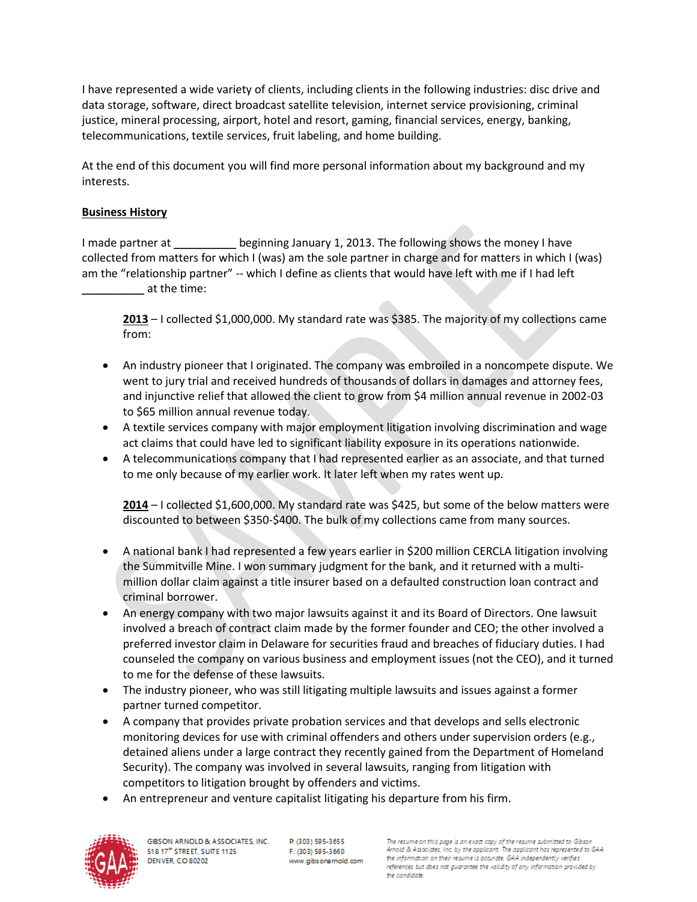I have represented a wide variety of clients, including clients in the following industries: disc drive and data storage, software, direct broadcast satellite television, internet service provisioning, criminal justice, mineral processing, airport, hotel and resort, gaming, financial services, energy, banking, telecommunications, textile services, fruit labeling, and home building.

At the end of this document you will find more personal information about my background and my interests.

**Business History**

I made partner at __________ beginning January 1, 2013. The following shows the money I have collected from matters for which I (was) am the sole partner in charge and for matters in which I (was) am the "relationship partner" -- which I define as clients that would have left with me if I had left __________ at the time:

**2013** – I collected $1,000,000. My standard rate was $385. The majority of my collections came from:

- An industry pioneer that I originated. The company was embroiled in a noncompete dispute. We went to jury trial and received hundreds of thousands of dollars in damages and attorney fees, and injunctive relief that allowed the client to grow from $4 million annual revenue in 2002-03 to $65 million annual revenue today.
- A textile services company with major employment litigation involving discrimination and wage act claims that could have led to significant liability exposure in its operations nationwide.
- A telecommunications company that I had represented earlier as an associate, and that turned to me only because of my earlier work. It later left when my rates went up.

**2014** – I collected $1,600,000. My standard rate was $425, but some of the below matters were discounted to between $350-$400. The bulk of my collections came from many sources.

- A national bank I had represented a few years earlier in $200 million CERCLA litigation involving the Summitville Mine. I won summary judgment for the bank, and it returned with a multi-million dollar claim against a title insurer based on a defaulted construction loan contract and criminal borrower.
- An energy company with two major lawsuits against it and its Board of Directors. One lawsuit involved a breach of contract claim made by the former founder and CEO; the other involved a preferred investor claim in Delaware for securities fraud and breaches of fiduciary duties. I had counseled the company on various business and employment issues (not the CEO), and it turned to me for the defense of these lawsuits.
- The industry pioneer, who was still litigating multiple lawsuits and issues against a former partner turned competitor.
- A company that provides private probation services and that develops and sells electronic monitoring devices for use with criminal offenders and others under supervision orders (e.g., detained aliens under a large contract they recently gained from the Department of Homeland Security). The company was involved in several lawsuits, ranging from litigation with competitors to litigation brought by offenders and victims.
- An entrepreneur and venture capitalist litigating his departure from his firm.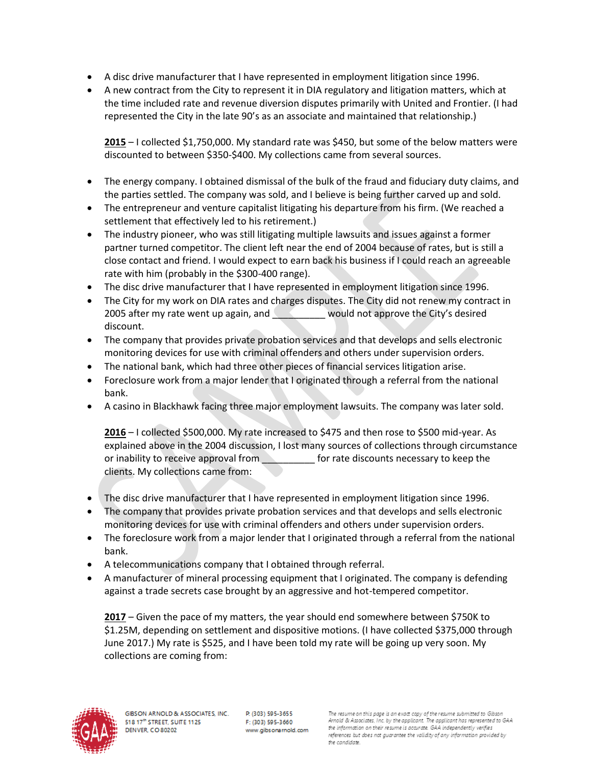- A disc drive manufacturer that I have represented in employment litigation since 1996.
- A new contract from the City to represent it in DIA regulatory and litigation matters, which at the time included rate and revenue diversion disputes primarily with United and Frontier. (I had represented the City in the late 90's as an associate and maintained that relationship.)

**2015** – I collected $1,750,000. My standard rate was $450, but some of the below matters were discounted to between $350-$400. My collections came from several sources.

- The energy company. I obtained dismissal of the bulk of the fraud and fiduciary duty claims, and the parties settled. The company was sold, and I believe is being further carved up and sold.
- The entrepreneur and venture capitalist litigating his departure from his firm. (We reached a settlement that effectively led to his retirement.)
- The industry pioneer, who was still litigating multiple lawsuits and issues against a former partner turned competitor. The client left near the end of 2004 because of rates, but is still a close contact and friend. I would expect to earn back his business if I could reach an agreeable rate with him (probably in the $300-400 range).
- The disc drive manufacturer that I have represented in employment litigation since 1996.
- The City for my work on DIA rates and charges disputes. The City did not renew my contract in 2005 after my rate went up again, and __________ would not approve the City's desired discount.
- The company that provides private probation services and that develops and sells electronic monitoring devices for use with criminal offenders and others under supervision orders.
- The national bank, which had three other pieces of financial services litigation arise.
- Foreclosure work from a major lender that I originated through a referral from the national bank.
- A casino in Blackhawk facing three major employment lawsuits. The company was later sold.

**2016** – I collected $500,000. My rate increased to $475 and then rose to $500 mid-year. As explained above in the 2004 discussion, I lost many sources of collections through circumstance or inability to receive approval from __________ for rate discounts necessary to keep the clients. My collections came from:

- The disc drive manufacturer that I have represented in employment litigation since 1996.
- The company that provides private probation services and that develops and sells electronic monitoring devices for use with criminal offenders and others under supervision orders.
- The foreclosure work from a major lender that I originated through a referral from the national bank.
- A telecommunications company that I obtained through referral.
- A manufacturer of mineral processing equipment that I originated. The company is defending against a trade secrets case brought by an aggressive and hot-tempered competitor.

**2017** – Given the pace of my matters, the year should end somewhere between $750K to $1.25M, depending on settlement and dispositive motions. (I have collected $375,000 through June 2017.) My rate is $525, and I have been told my rate will be going up very soon. My collections are coming from: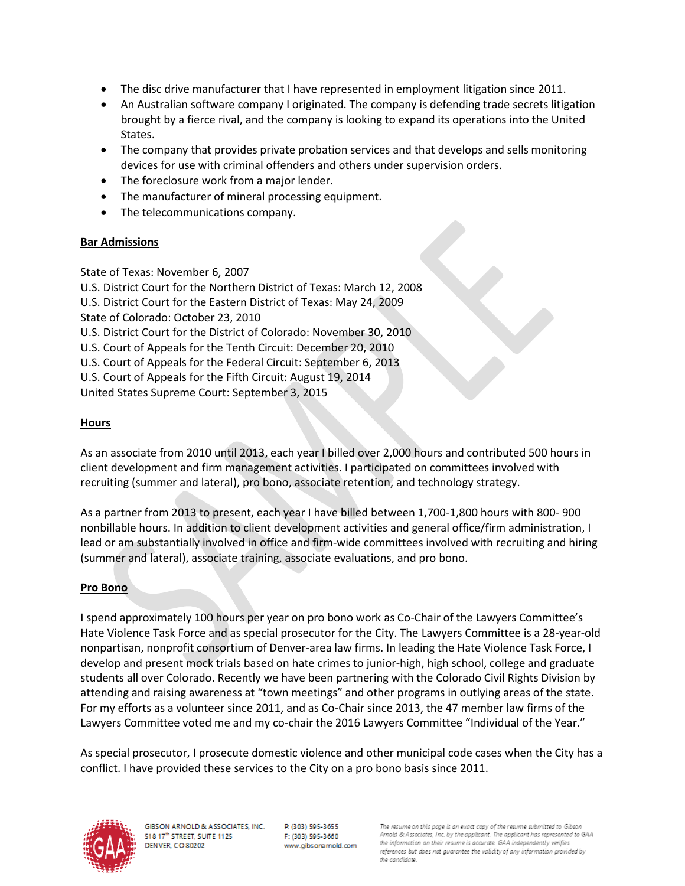- The disc drive manufacturer that I have represented in employment litigation since 2011.
- An Australian software company I originated. The company is defending trade secrets litigation brought by a fierce rival, and the company is looking to expand its operations into the United States.
- The company that provides private probation services and that develops and sells monitoring devices for use with criminal offenders and others under supervision orders.
- The foreclosure work from a major lender.
- The manufacturer of mineral processing equipment.
- The telecommunications company.

**Bar Admissions**

State of Texas: November 6, 2007
U.S. District Court for the Northern District of Texas: March 12, 2008
U.S. District Court for the Eastern District of Texas: May 24, 2009
State of Colorado: October 23, 2010
U.S. District Court for the District of Colorado: November 30, 2010
U.S. Court of Appeals for the Tenth Circuit: December 20, 2010
U.S. Court of Appeals for the Federal Circuit: September 6, 2013
U.S. Court of Appeals for the Fifth Circuit: August 19, 2014
United States Supreme Court: September 3, 2015

**Hours**

As an associate from 2010 until 2013, each year I billed over 2,000 hours and contributed 500 hours in client development and firm management activities. I participated on committees involved with recruiting (summer and lateral), pro bono, associate retention, and technology strategy.

As a partner from 2013 to present, each year I have billed between 1,700-1,800 hours with 800- 900 nonbillable hours. In addition to client development activities and general office/firm administration, I lead or am substantially involved in office and firm-wide committees involved with recruiting and hiring (summer and lateral), associate training, associate evaluations, and pro bono.

**Pro Bono**

I spend approximately 100 hours per year on pro bono work as Co-Chair of the Lawyers Committee's Hate Violence Task Force and as special prosecutor for the City. The Lawyers Committee is a 28-year-old nonpartisan, nonprofit consortium of Denver-area law firms. In leading the Hate Violence Task Force, I develop and present mock trials based on hate crimes to junior-high, high school, college and graduate students all over Colorado. Recently we have been partnering with the Colorado Civil Rights Division by attending and raising awareness at "town meetings" and other programs in outlying areas of the state. For my efforts as a volunteer since 2011, and as Co-Chair since 2013, the 47 member law firms of the Lawyers Committee voted me and my co-chair the 2016 Lawyers Committee "Individual of the Year."

As special prosecutor, I prosecute domestic violence and other municipal code cases when the City has a conflict. I have provided these services to the City on a pro bono basis since 2011.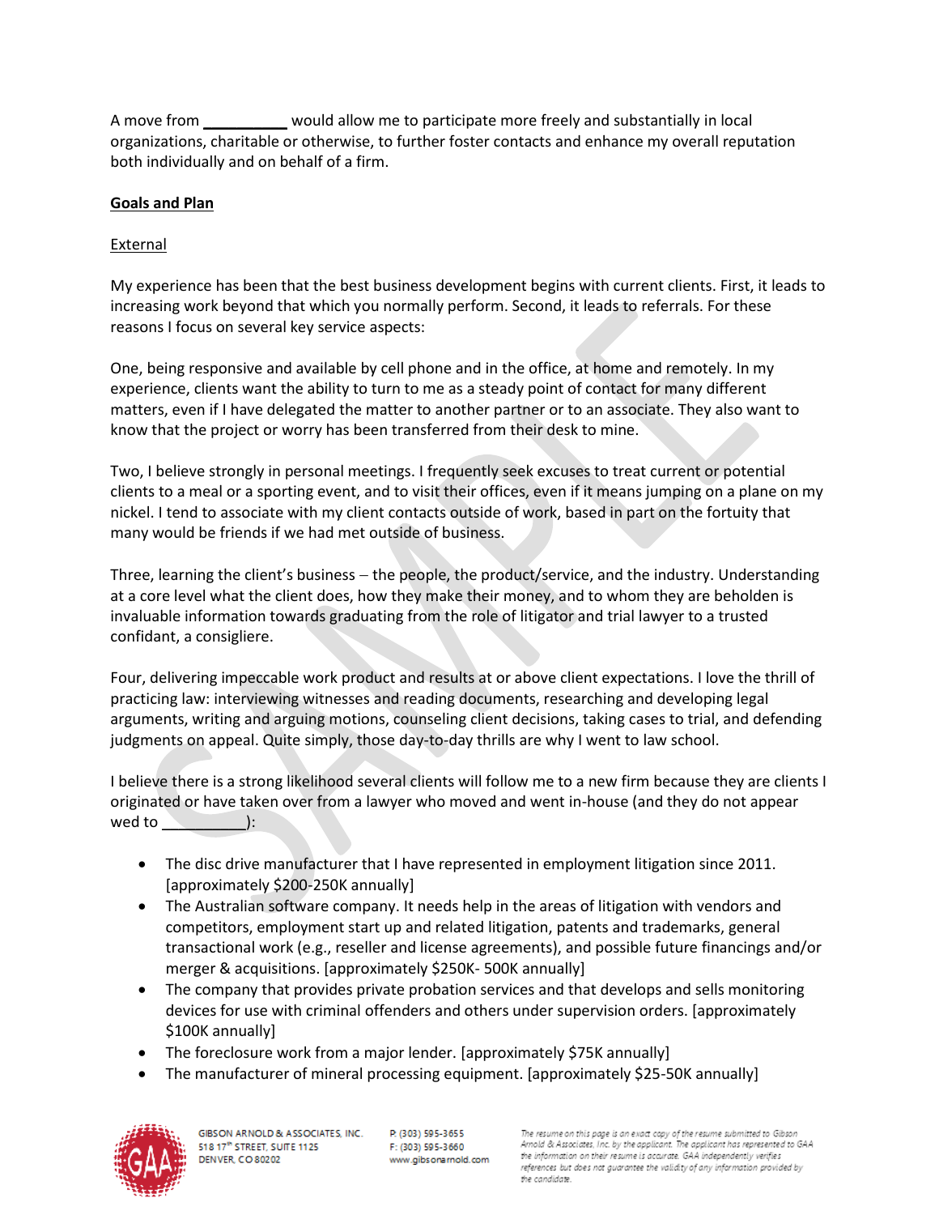A move from __________ would allow me to participate more freely and substantially in local organizations, charitable or otherwise, to further foster contacts and enhance my overall reputation both individually and on behalf of a firm.

**Goals and Plan**

External

My experience has been that the best business development begins with current clients. First, it leads to increasing work beyond that which you normally perform. Second, it leads to referrals. For these reasons I focus on several key service aspects:

One, being responsive and available by cell phone and in the office, at home and remotely. In my experience, clients want the ability to turn to me as a steady point of contact for many different matters, even if I have delegated the matter to another partner or to an associate. They also want to know that the project or worry has been transferred from their desk to mine.

Two, I believe strongly in personal meetings. I frequently seek excuses to treat current or potential clients to a meal or a sporting event, and to visit their offices, even if it means jumping on a plane on my nickel. I tend to associate with my client contacts outside of work, based in part on the fortuity that many would be friends if we had met outside of business.

Three, learning the client's business – the people, the product/service, and the industry. Understanding at a core level what the client does, how they make their money, and to whom they are beholden is invaluable information towards graduating from the role of litigator and trial lawyer to a trusted confidant, a consigliere.

Four, delivering impeccable work product and results at or above client expectations. I love the thrill of practicing law: interviewing witnesses and reading documents, researching and developing legal arguments, writing and arguing motions, counseling client decisions, taking cases to trial, and defending judgments on appeal. Quite simply, those day-to-day thrills are why I went to law school.

I believe there is a strong likelihood several clients will follow me to a new firm because they are clients I originated or have taken over from a lawyer who moved and went in-house (and they do not appear wed to __________):

- The disc drive manufacturer that I have represented in employment litigation since 2011. [approximately $200-250K annually]
- The Australian software company. It needs help in the areas of litigation with vendors and competitors, employment start up and related litigation, patents and trademarks, general transactional work (e.g., reseller and license agreements), and possible future financings and/or merger & acquisitions. [approximately $250K- 500K annually]
- The company that provides private probation services and that develops and sells monitoring devices for use with criminal offenders and others under supervision orders. [approximately $100K annually]
- The foreclosure work from a major lender. [approximately $75K annually]
- The manufacturer of mineral processing equipment. [approximately $25-50K annually]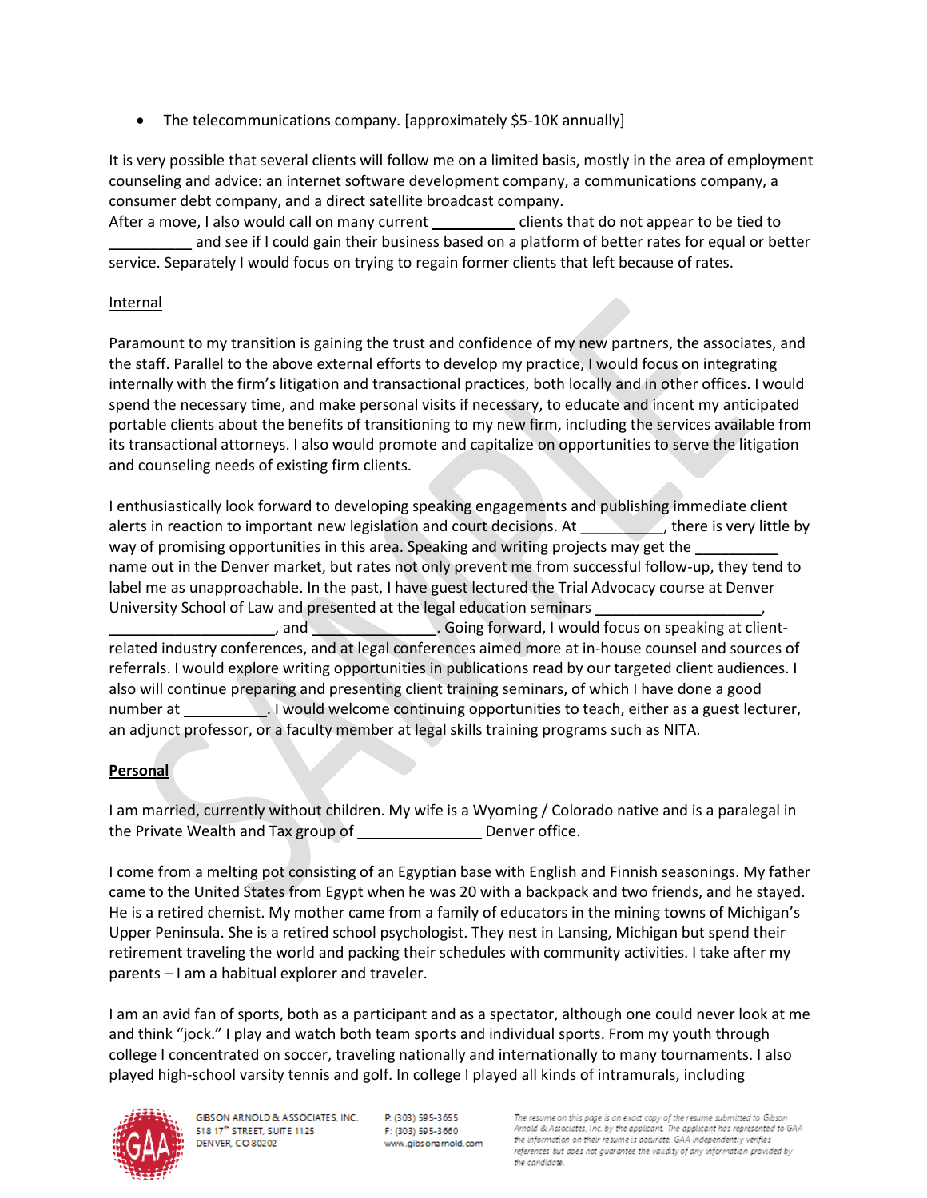- The telecommunications company. [approximately $5-10K annually]

It is very possible that several clients will follow me on a limited basis, mostly in the area of employment counseling and advice: an internet software development company, a communications company, a consumer debt company, and a direct satellite broadcast company.
After a move, I also would call on many current __________ clients that do not appear to be tied to __________ and see if I could gain their business based on a platform of better rates for equal or better service. Separately I would focus on trying to regain former clients that left because of rates.

Internal

Paramount to my transition is gaining the trust and confidence of my new partners, the associates, and the staff. Parallel to the above external efforts to develop my practice, I would focus on integrating internally with the firm's litigation and transactional practices, both locally and in other offices. I would spend the necessary time, and make personal visits if necessary, to educate and incent my anticipated portable clients about the benefits of transitioning to my new firm, including the services available from its transactional attorneys. I also would promote and capitalize on opportunities to serve the litigation and counseling needs of existing firm clients.

I enthusiastically look forward to developing speaking engagements and publishing immediate client alerts in reaction to important new legislation and court decisions. At __________, there is very little by way of promising opportunities in this area. Speaking and writing projects may get the __________ name out in the Denver market, but rates not only prevent me from successful follow-up, they tend to label me as unapproachable. In the past, I have guest lectured the Trial Advocacy course at Denver University School of Law and presented at the legal education seminars ____________________, ____________________, and _______________. Going forward, I would focus on speaking at client-related industry conferences, and at legal conferences aimed more at in-house counsel and sources of referrals. I would explore writing opportunities in publications read by our targeted client audiences. I also will continue preparing and presenting client training seminars, of which I have done a good number at __________. I would welcome continuing opportunities to teach, either as a guest lecturer, an adjunct professor, or a faculty member at legal skills training programs such as NITA.

**Personal**

I am married, currently without children. My wife is a Wyoming / Colorado native and is a paralegal in the Private Wealth and Tax group of _______________ Denver office.

I come from a melting pot consisting of an Egyptian base with English and Finnish seasonings. My father came to the United States from Egypt when he was 20 with a backpack and two friends, and he stayed. He is a retired chemist. My mother came from a family of educators in the mining towns of Michigan's Upper Peninsula. She is a retired school psychologist. They nest in Lansing, Michigan but spend their retirement traveling the world and packing their schedules with community activities. I take after my parents – I am a habitual explorer and traveler.

I am an avid fan of sports, both as a participant and as a spectator, although one could never look at me and think "jock." I play and watch both team sports and individual sports. From my youth through college I concentrated on soccer, traveling nationally and internationally to many tournaments. I also played high-school varsity tennis and golf. In college I played all kinds of intramurals, including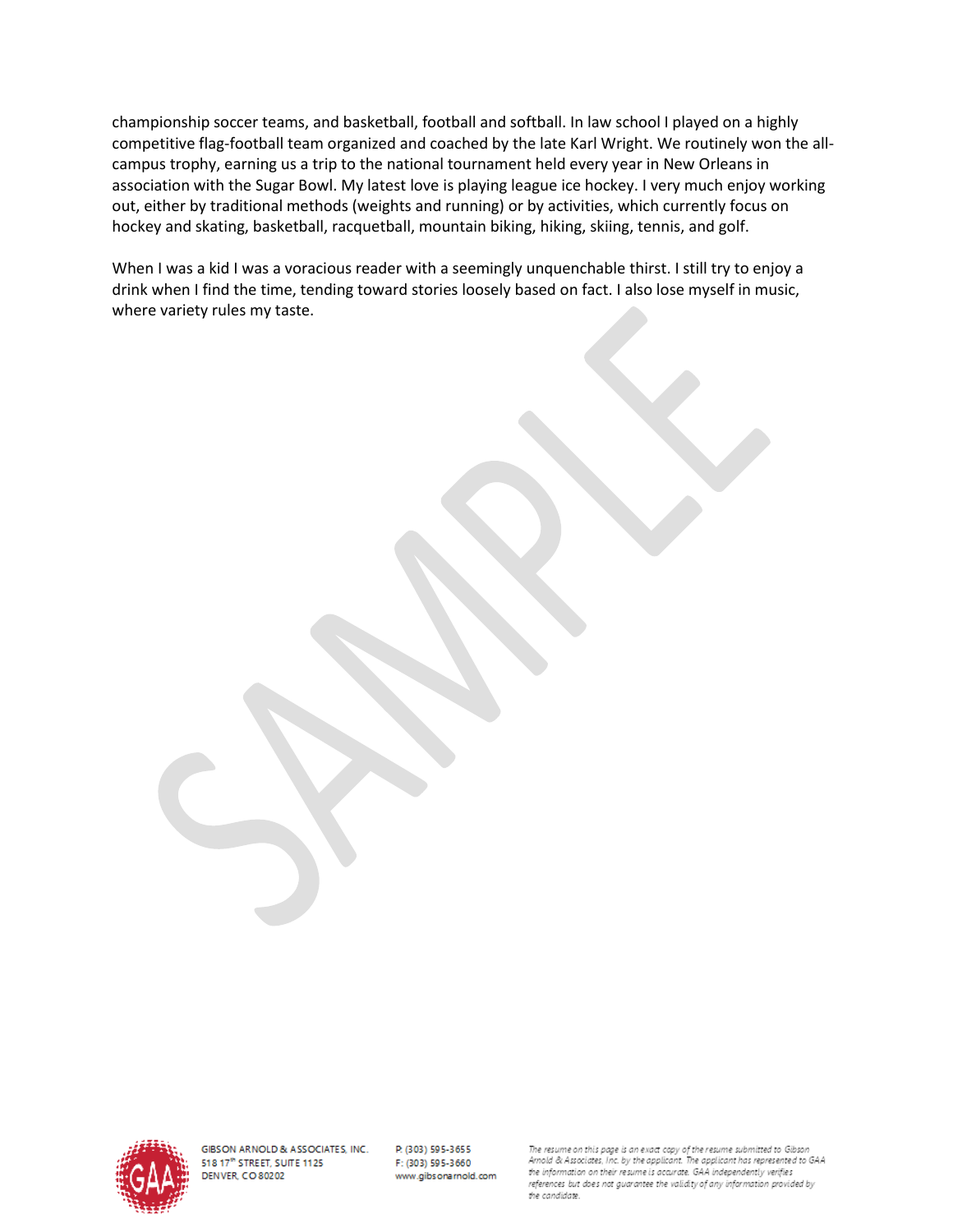championship soccer teams, and basketball, football and softball. In law school I played on a highly competitive flag-football team organized and coached by the late Karl Wright. We routinely won the all-campus trophy, earning us a trip to the national tournament held every year in New Orleans in association with the Sugar Bowl. My latest love is playing league ice hockey. I very much enjoy working out, either by traditional methods (weights and running) or by activities, which currently focus on hockey and skating, basketball, racquetball, mountain biking, hiking, skiing, tennis, and golf.

When I was a kid I was a voracious reader with a seemingly unquenchable thirst. I still try to enjoy a drink when I find the time, tending toward stories loosely based on fact. I also lose myself in music, where variety rules my taste.